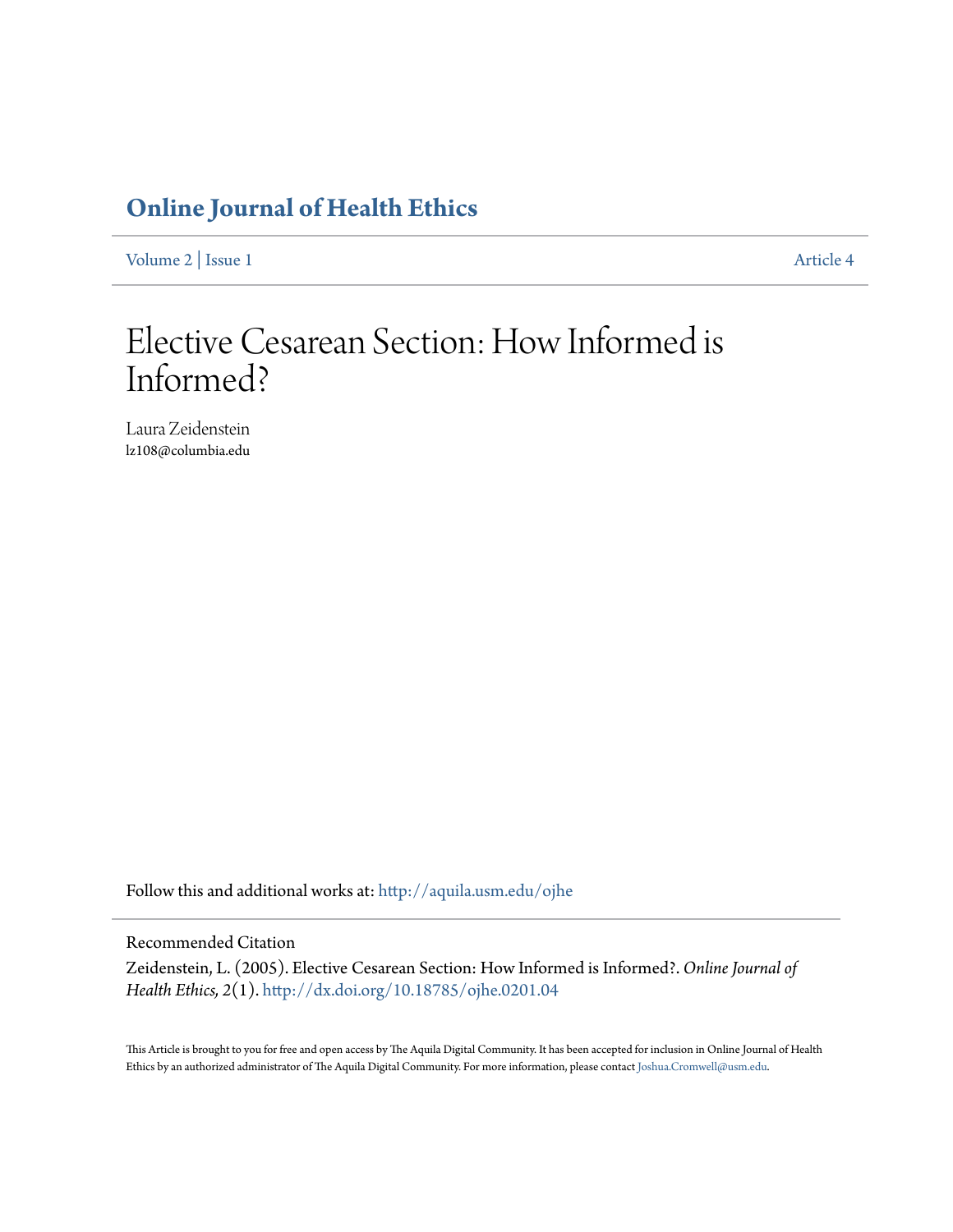# Online Journal of Health Ethics

Volume 2 | Issue 1 Article 4

# Elective Cesarean Section: How Informed is Informed?

Laura Zeidenstein
lz108@columbia.edu

Follow this and additional works at: http://aquila.usm.edu/ojhe

Recommended Citation

Zeidenstein, L. (2005). Elective Cesarean Section: How Informed is Informed?. *Online Journal of Health Ethics, 2*(1). http://dx.doi.org/10.18785/ojhe.0201.04

This Article is brought to you for free and open access by The Aquila Digital Community. It has been accepted for inclusion in Online Journal of Health Ethics by an authorized administrator of The Aquila Digital Community. For more information, please contact Joshua.Cromwell@usm.edu.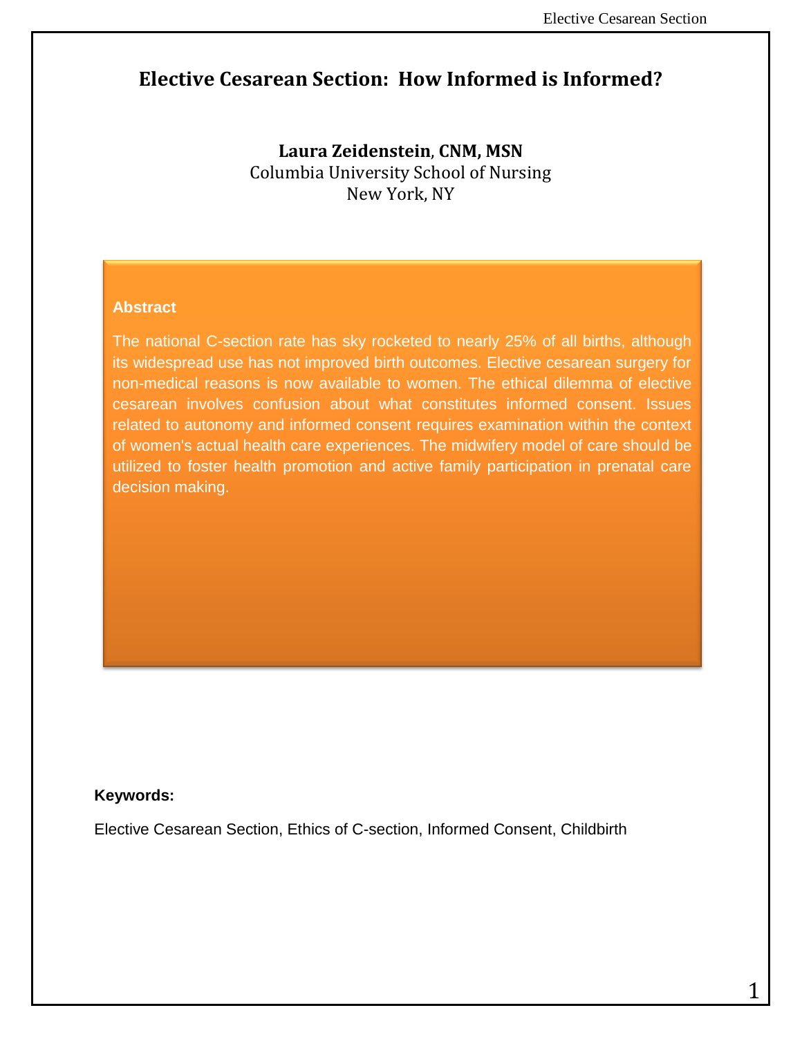# Elective Cesarean Section: How Informed is Informed?

**Laura Zeidenstein, CNM, MSN**
Columbia University School of Nursing
New York, NY

## Abstract

The national C-section rate has sky rocketed to nearly 25% of all births, although its widespread use has not improved birth outcomes. Elective cesarean surgery for non-medical reasons is now available to women. The ethical dilemma of elective cesarean involves confusion about what constitutes informed consent. Issues related to autonomy and informed consent requires examination within the context of women's actual health care experiences. The midwifery model of care should be utilized to foster health promotion and active family participation in prenatal care decision making.

**Keywords:**

Elective Cesarean Section, Ethics of C-section, Informed Consent, Childbirth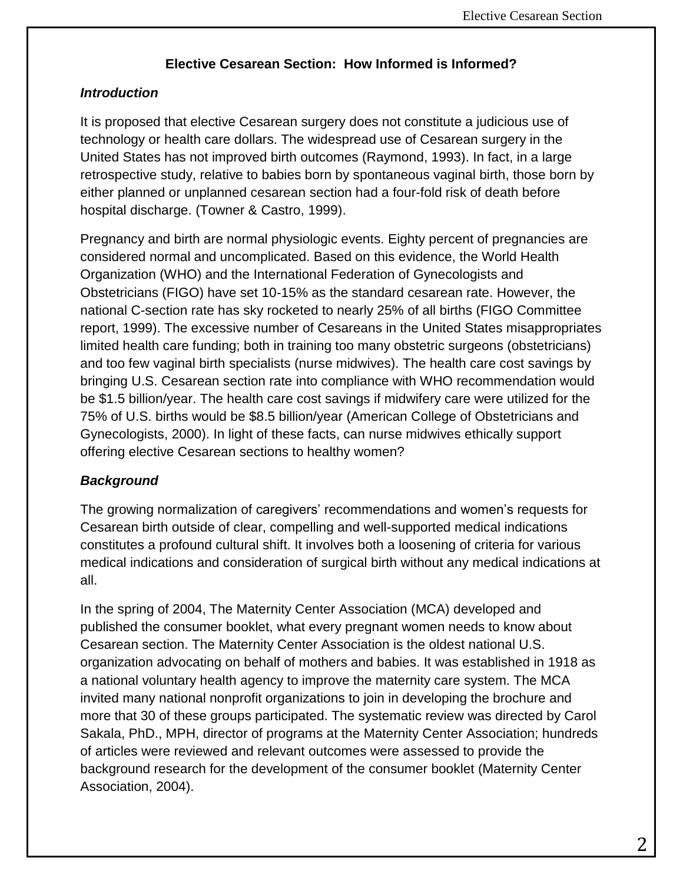## Elective Cesarean Section: How Informed is Informed?

### *Introduction*

It is proposed that elective Cesarean surgery does not constitute a judicious use of technology or health care dollars. The widespread use of Cesarean surgery in the United States has not improved birth outcomes (Raymond, 1993). In fact, in a large retrospective study, relative to babies born by spontaneous vaginal birth, those born by either planned or unplanned cesarean section had a four-fold risk of death before hospital discharge. (Towner & Castro, 1999).

Pregnancy and birth are normal physiologic events. Eighty percent of pregnancies are considered normal and uncomplicated. Based on this evidence, the World Health Organization (WHO) and the International Federation of Gynecologists and Obstetricians (FIGO) have set 10-15% as the standard cesarean rate. However, the national C-section rate has sky rocketed to nearly 25% of all births (FIGO Committee report, 1999). The excessive number of Cesareans in the United States misappropriates limited health care funding; both in training too many obstetric surgeons (obstetricians) and too few vaginal birth specialists (nurse midwives). The health care cost savings by bringing U.S. Cesarean section rate into compliance with WHO recommendation would be $1.5 billion/year. The health care cost savings if midwifery care were utilized for the 75% of U.S. births would be $8.5 billion/year (American College of Obstetricians and Gynecologists, 2000). In light of these facts, can nurse midwives ethically support offering elective Cesarean sections to healthy women?

### *Background*

The growing normalization of caregivers' recommendations and women's requests for Cesarean birth outside of clear, compelling and well-supported medical indications constitutes a profound cultural shift. It involves both a loosening of criteria for various medical indications and consideration of surgical birth without any medical indications at all.

In the spring of 2004, The Maternity Center Association (MCA) developed and published the consumer booklet, what every pregnant women needs to know about Cesarean section. The Maternity Center Association is the oldest national U.S. organization advocating on behalf of mothers and babies. It was established in 1918 as a national voluntary health agency to improve the maternity care system. The MCA invited many national nonprofit organizations to join in developing the brochure and more that 30 of these groups participated. The systematic review was directed by Carol Sakala, PhD., MPH, director of programs at the Maternity Center Association; hundreds of articles were reviewed and relevant outcomes were assessed to provide the background research for the development of the consumer booklet (Maternity Center Association, 2004).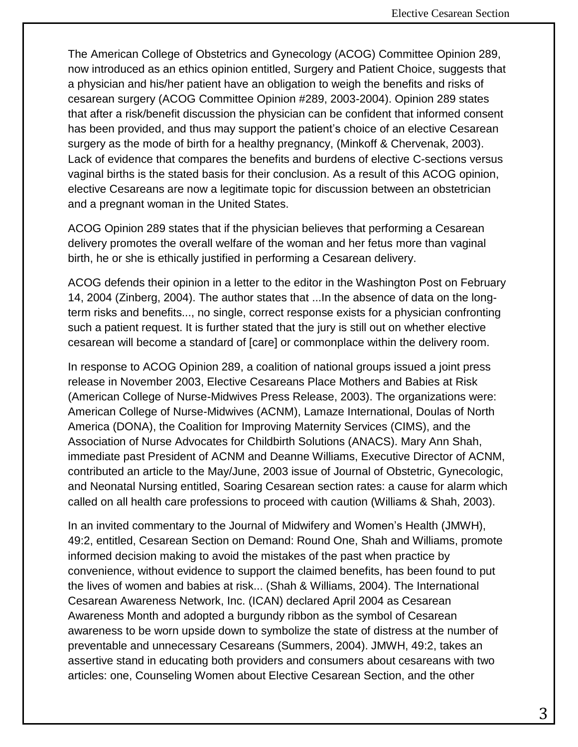The American College of Obstetrics and Gynecology (ACOG) Committee Opinion 289, now introduced as an ethics opinion entitled, Surgery and Patient Choice, suggests that a physician and his/her patient have an obligation to weigh the benefits and risks of cesarean surgery (ACOG Committee Opinion #289, 2003-2004). Opinion 289 states that after a risk/benefit discussion the physician can be confident that informed consent has been provided, and thus may support the patient's choice of an elective Cesarean surgery as the mode of birth for a healthy pregnancy, (Minkoff & Chervenak, 2003). Lack of evidence that compares the benefits and burdens of elective C-sections versus vaginal births is the stated basis for their conclusion. As a result of this ACOG opinion, elective Cesareans are now a legitimate topic for discussion between an obstetrician and a pregnant woman in the United States.

ACOG Opinion 289 states that if the physician believes that performing a Cesarean delivery promotes the overall welfare of the woman and her fetus more than vaginal birth, he or she is ethically justified in performing a Cesarean delivery.

ACOG defends their opinion in a letter to the editor in the Washington Post on February 14, 2004 (Zinberg, 2004). The author states that ...In the absence of data on the long-term risks and benefits..., no single, correct response exists for a physician confronting such a patient request. It is further stated that the jury is still out on whether elective cesarean will become a standard of [care] or commonplace within the delivery room.

In response to ACOG Opinion 289, a coalition of national groups issued a joint press release in November 2003, Elective Cesareans Place Mothers and Babies at Risk (American College of Nurse-Midwives Press Release, 2003). The organizations were: American College of Nurse-Midwives (ACNM), Lamaze International, Doulas of North America (DONA), the Coalition for Improving Maternity Services (CIMS), and the Association of Nurse Advocates for Childbirth Solutions (ANACS). Mary Ann Shah, immediate past President of ACNM and Deanne Williams, Executive Director of ACNM, contributed an article to the May/June, 2003 issue of Journal of Obstetric, Gynecologic, and Neonatal Nursing entitled, Soaring Cesarean section rates: a cause for alarm which called on all health care professions to proceed with caution (Williams & Shah, 2003).

In an invited commentary to the Journal of Midwifery and Women's Health (JMWH), 49:2, entitled, Cesarean Section on Demand: Round One, Shah and Williams, promote informed decision making to avoid the mistakes of the past when practice by convenience, without evidence to support the claimed benefits, has been found to put the lives of women and babies at risk... (Shah & Williams, 2004). The International Cesarean Awareness Network, Inc. (ICAN) declared April 2004 as Cesarean Awareness Month and adopted a burgundy ribbon as the symbol of Cesarean awareness to be worn upside down to symbolize the state of distress at the number of preventable and unnecessary Cesareans (Summers, 2004). JMWH, 49:2, takes an assertive stand in educating both providers and consumers about cesareans with two articles: one, Counseling Women about Elective Cesarean Section, and the other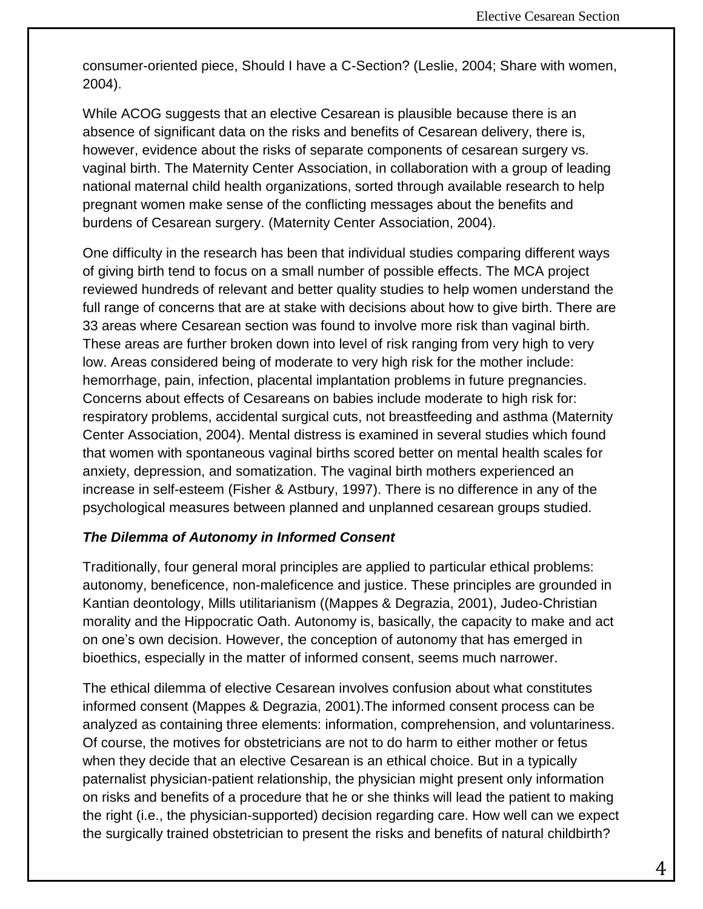consumer-oriented piece, Should I have a C-Section? (Leslie, 2004; Share with women, 2004).

While ACOG suggests that an elective Cesarean is plausible because there is an absence of significant data on the risks and benefits of Cesarean delivery, there is, however, evidence about the risks of separate components of cesarean surgery vs. vaginal birth. The Maternity Center Association, in collaboration with a group of leading national maternal child health organizations, sorted through available research to help pregnant women make sense of the conflicting messages about the benefits and burdens of Cesarean surgery. (Maternity Center Association, 2004).

One difficulty in the research has been that individual studies comparing different ways of giving birth tend to focus on a small number of possible effects. The MCA project reviewed hundreds of relevant and better quality studies to help women understand the full range of concerns that are at stake with decisions about how to give birth. There are 33 areas where Cesarean section was found to involve more risk than vaginal birth. These areas are further broken down into level of risk ranging from very high to very low. Areas considered being of moderate to very high risk for the mother include: hemorrhage, pain, infection, placental implantation problems in future pregnancies. Concerns about effects of Cesareans on babies include moderate to high risk for: respiratory problems, accidental surgical cuts, not breastfeeding and asthma (Maternity Center Association, 2004). Mental distress is examined in several studies which found that women with spontaneous vaginal births scored better on mental health scales for anxiety, depression, and somatization. The vaginal birth mothers experienced an increase in self-esteem (Fisher & Astbury, 1997). There is no difference in any of the psychological measures between planned and unplanned cesarean groups studied.

### *The Dilemma of Autonomy in Informed Consent*

Traditionally, four general moral principles are applied to particular ethical problems: autonomy, beneficence, non-maleficence and justice. These principles are grounded in Kantian deontology, Mills utilitarianism ((Mappes & Degrazia, 2001), Judeo-Christian morality and the Hippocratic Oath. Autonomy is, basically, the capacity to make and act on one's own decision. However, the conception of autonomy that has emerged in bioethics, especially in the matter of informed consent, seems much narrower.

The ethical dilemma of elective Cesarean involves confusion about what constitutes informed consent (Mappes & Degrazia, 2001).The informed consent process can be analyzed as containing three elements: information, comprehension, and voluntariness. Of course, the motives for obstetricians are not to do harm to either mother or fetus when they decide that an elective Cesarean is an ethical choice. But in a typically paternalist physician-patient relationship, the physician might present only information on risks and benefits of a procedure that he or she thinks will lead the patient to making the right (i.e., the physician-supported) decision regarding care. How well can we expect the surgically trained obstetrician to present the risks and benefits of natural childbirth?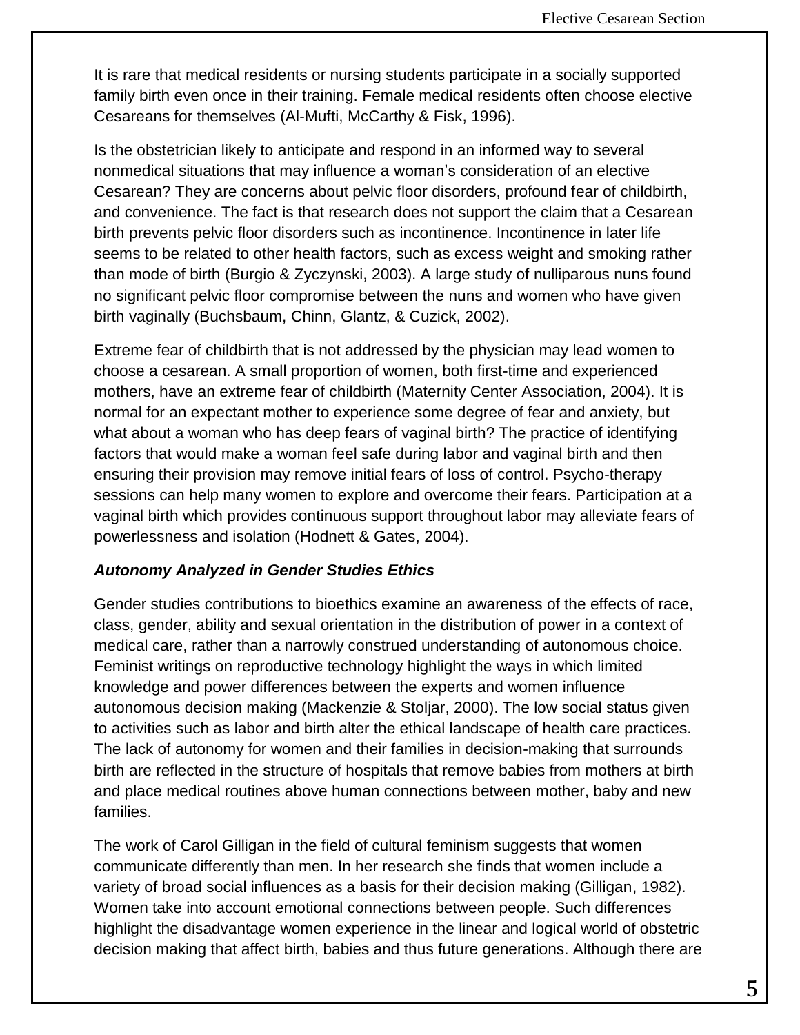It is rare that medical residents or nursing students participate in a socially supported family birth even once in their training. Female medical residents often choose elective Cesareans for themselves (Al-Mufti, McCarthy & Fisk, 1996).

Is the obstetrician likely to anticipate and respond in an informed way to several nonmedical situations that may influence a woman's consideration of an elective Cesarean? They are concerns about pelvic floor disorders, profound fear of childbirth, and convenience. The fact is that research does not support the claim that a Cesarean birth prevents pelvic floor disorders such as incontinence. Incontinence in later life seems to be related to other health factors, such as excess weight and smoking rather than mode of birth (Burgio & Zyczynski, 2003). A large study of nulliparous nuns found no significant pelvic floor compromise between the nuns and women who have given birth vaginally (Buchsbaum, Chinn, Glantz, & Cuzick, 2002).

Extreme fear of childbirth that is not addressed by the physician may lead women to choose a cesarean. A small proportion of women, both first-time and experienced mothers, have an extreme fear of childbirth (Maternity Center Association, 2004). It is normal for an expectant mother to experience some degree of fear and anxiety, but what about a woman who has deep fears of vaginal birth? The practice of identifying factors that would make a woman feel safe during labor and vaginal birth and then ensuring their provision may remove initial fears of loss of control. Psycho-therapy sessions can help many women to explore and overcome their fears. Participation at a vaginal birth which provides continuous support throughout labor may alleviate fears of powerlessness and isolation (Hodnett & Gates, 2004).

***Autonomy Analyzed in Gender Studies Ethics***

Gender studies contributions to bioethics examine an awareness of the effects of race, class, gender, ability and sexual orientation in the distribution of power in a context of medical care, rather than a narrowly construed understanding of autonomous choice. Feminist writings on reproductive technology highlight the ways in which limited knowledge and power differences between the experts and women influence autonomous decision making (Mackenzie & Stoljar, 2000). The low social status given to activities such as labor and birth alter the ethical landscape of health care practices. The lack of autonomy for women and their families in decision-making that surrounds birth are reflected in the structure of hospitals that remove babies from mothers at birth and place medical routines above human connections between mother, baby and new families.

The work of Carol Gilligan in the field of cultural feminism suggests that women communicate differently than men. In her research she finds that women include a variety of broad social influences as a basis for their decision making (Gilligan, 1982). Women take into account emotional connections between people. Such differences highlight the disadvantage women experience in the linear and logical world of obstetric decision making that affect birth, babies and thus future generations. Although there are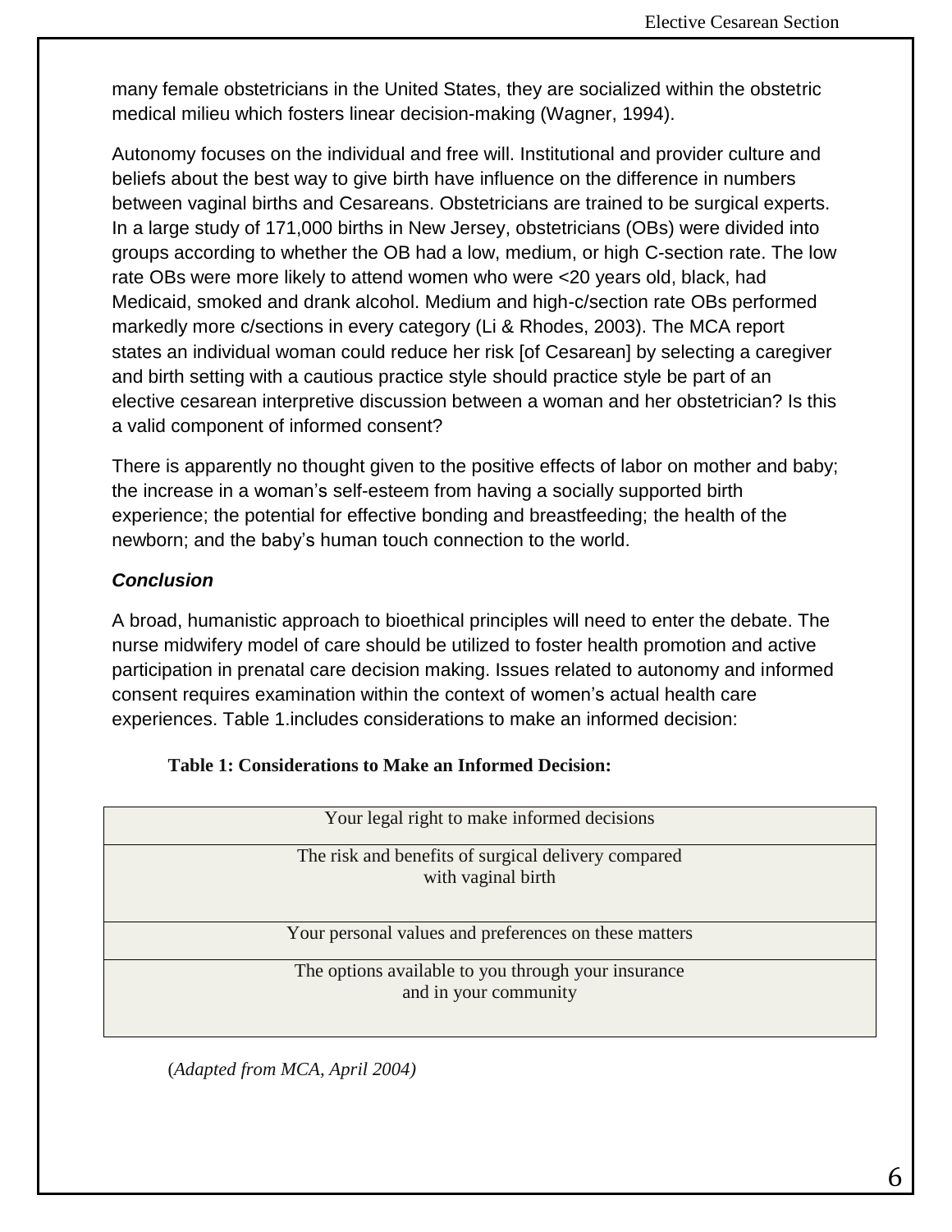many female obstetricians in the United States, they are socialized within the obstetric medical milieu which fosters linear decision-making (Wagner, 1994).

Autonomy focuses on the individual and free will. Institutional and provider culture and beliefs about the best way to give birth have influence on the difference in numbers between vaginal births and Cesareans. Obstetricians are trained to be surgical experts. In a large study of 171,000 births in New Jersey, obstetricians (OBs) were divided into groups according to whether the OB had a low, medium, or high C-section rate. The low rate OBs were more likely to attend women who were <20 years old, black, had Medicaid, smoked and drank alcohol. Medium and high-c/section rate OBs performed markedly more c/sections in every category (Li & Rhodes, 2003). The MCA report states an individual woman could reduce her risk [of Cesarean] by selecting a caregiver and birth setting with a cautious practice style should practice style be part of an elective cesarean interpretive discussion between a woman and her obstetrician? Is this a valid component of informed consent?

There is apparently no thought given to the positive effects of labor on mother and baby; the increase in a woman's self-esteem from having a socially supported birth experience; the potential for effective bonding and breastfeeding; the health of the newborn; and the baby's human touch connection to the world.

### *Conclusion*

A broad, humanistic approach to bioethical principles will need to enter the debate. The nurse midwifery model of care should be utilized to foster health promotion and active participation in prenatal care decision making. Issues related to autonomy and informed consent requires examination within the context of women's actual health care experiences. Table 1.includes considerations to make an informed decision:

**Table 1: Considerations to Make an Informed Decision:**

| |
|---|
| Your legal right to make informed decisions |
| The risk and benefits of surgical delivery compared with vaginal birth |
| Your personal values and preferences on these matters |
| The options available to you through your insurance and in your community |

(*Adapted from MCA, April 2004)*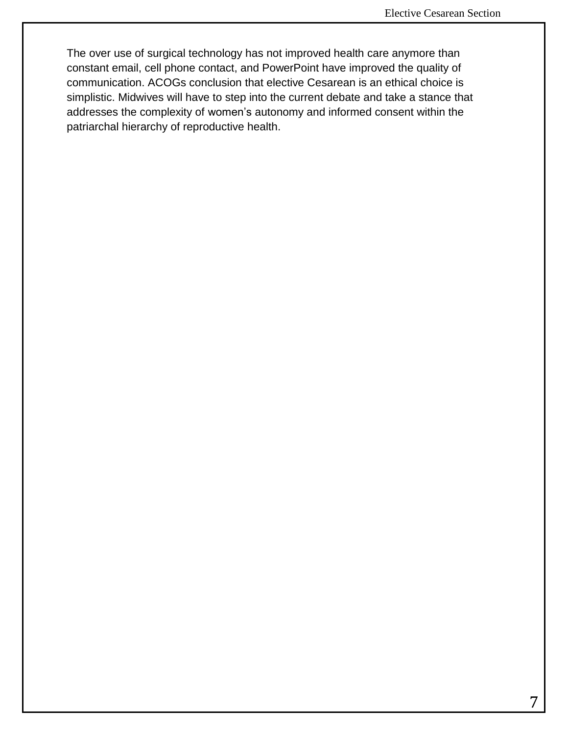The over use of surgical technology has not improved health care anymore than constant email, cell phone contact, and PowerPoint have improved the quality of communication. ACOGs conclusion that elective Cesarean is an ethical choice is simplistic. Midwives will have to step into the current debate and take a stance that addresses the complexity of women's autonomy and informed consent within the patriarchal hierarchy of reproductive health.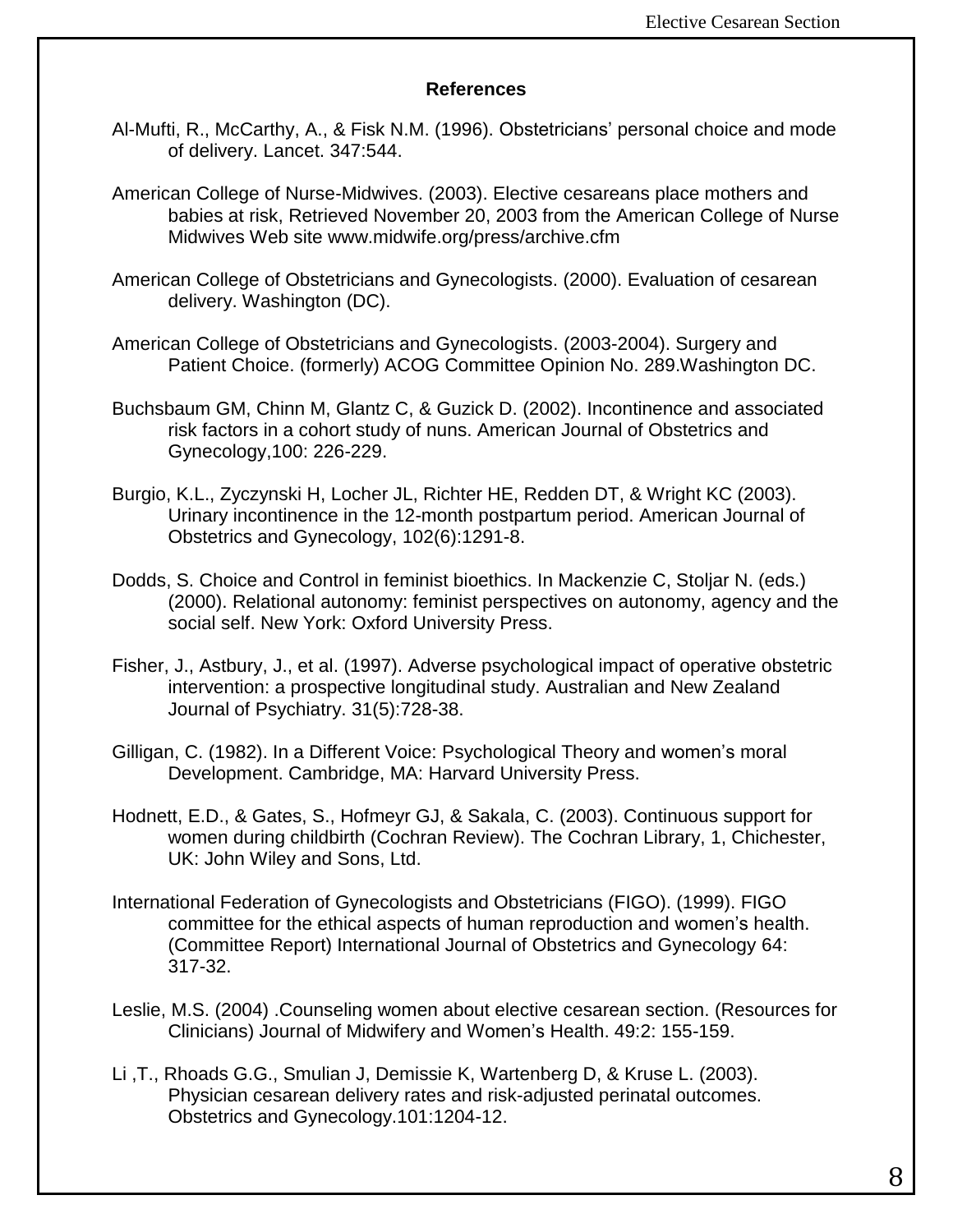### References

Al-Mufti, R., McCarthy, A., & Fisk N.M. (1996). Obstetricians' personal choice and mode of delivery. Lancet. 347:544.

American College of Nurse-Midwives. (2003). Elective cesareans place mothers and babies at risk, Retrieved November 20, 2003 from the American College of Nurse Midwives Web site www.midwife.org/press/archive.cfm

American College of Obstetricians and Gynecologists. (2000). Evaluation of cesarean delivery. Washington (DC).

American College of Obstetricians and Gynecologists. (2003-2004). Surgery and Patient Choice. (formerly) ACOG Committee Opinion No. 289.Washington DC.

Buchsbaum GM, Chinn M, Glantz C, & Guzick D. (2002). Incontinence and associated risk factors in a cohort study of nuns. American Journal of Obstetrics and Gynecology,100: 226-229.

Burgio, K.L., Zyczynski H, Locher JL, Richter HE, Redden DT, & Wright KC (2003). Urinary incontinence in the 12-month postpartum period. American Journal of Obstetrics and Gynecology, 102(6):1291-8.

Dodds, S. Choice and Control in feminist bioethics. In Mackenzie C, Stoljar N. (eds.) (2000). Relational autonomy: feminist perspectives on autonomy, agency and the social self. New York: Oxford University Press.

Fisher, J., Astbury, J., et al. (1997). Adverse psychological impact of operative obstetric intervention: a prospective longitudinal study. Australian and New Zealand Journal of Psychiatry. 31(5):728-38.

Gilligan, C. (1982). In a Different Voice: Psychological Theory and women's moral Development. Cambridge, MA: Harvard University Press.

Hodnett, E.D., & Gates, S., Hofmeyr GJ, & Sakala, C. (2003). Continuous support for women during childbirth (Cochran Review). The Cochran Library, 1, Chichester, UK: John Wiley and Sons, Ltd.

International Federation of Gynecologists and Obstetricians (FIGO). (1999). FIGO committee for the ethical aspects of human reproduction and women's health. (Committee Report) International Journal of Obstetrics and Gynecology 64: 317-32.

Leslie, M.S. (2004) .Counseling women about elective cesarean section. (Resources for Clinicians) Journal of Midwifery and Women's Health. 49:2: 155-159.

Li ,T., Rhoads G.G., Smulian J, Demissie K, Wartenberg D, & Kruse L. (2003). Physician cesarean delivery rates and risk-adjusted perinatal outcomes. Obstetrics and Gynecology.101:1204-12.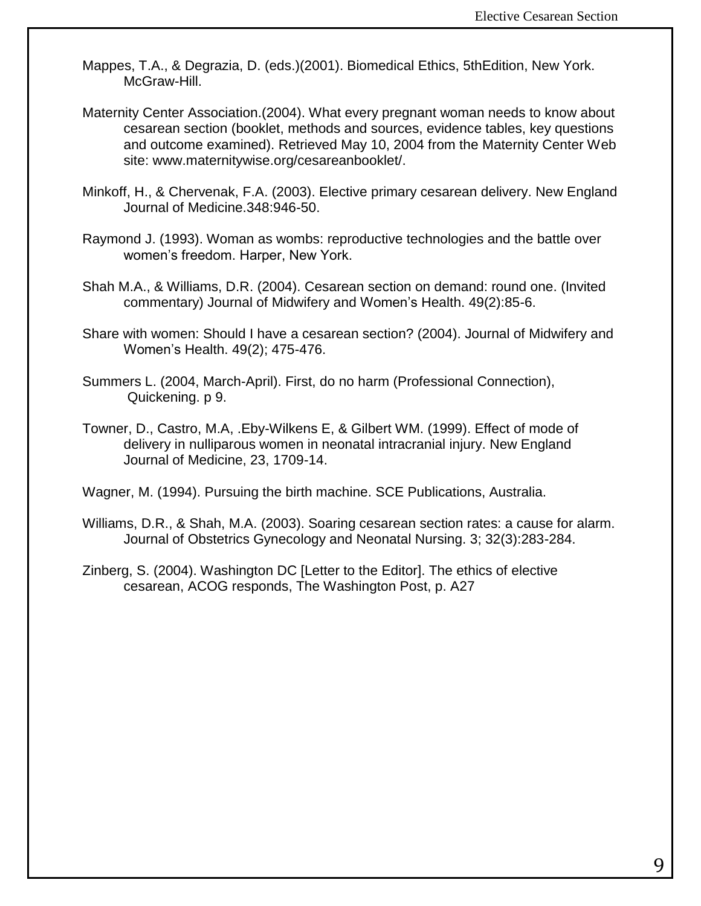Mappes, T.A., & Degrazia, D. (eds.)(2001). Biomedical Ethics, 5thEdition, New York. McGraw-Hill.

Maternity Center Association.(2004). What every pregnant woman needs to know about cesarean section (booklet, methods and sources, evidence tables, key questions and outcome examined). Retrieved May 10, 2004 from the Maternity Center Web site: www.maternitywise.org/cesareanbooklet/.

Minkoff, H., & Chervenak, F.A. (2003). Elective primary cesarean delivery. New England Journal of Medicine.348:946-50.

Raymond J. (1993). Woman as wombs: reproductive technologies and the battle over women's freedom. Harper, New York.

Shah M.A., & Williams, D.R. (2004). Cesarean section on demand: round one. (Invited commentary) Journal of Midwifery and Women's Health. 49(2):85-6.

Share with women: Should I have a cesarean section? (2004). Journal of Midwifery and Women's Health. 49(2); 475-476.

Summers L. (2004, March-April). First, do no harm (Professional Connection), Quickening. p 9.

Towner, D., Castro, M.A, .Eby-Wilkens E, & Gilbert WM. (1999). Effect of mode of delivery in nulliparous women in neonatal intracranial injury. New England Journal of Medicine, 23, 1709-14.

Wagner, M. (1994). Pursuing the birth machine. SCE Publications, Australia.

Williams, D.R., & Shah, M.A. (2003). Soaring cesarean section rates: a cause for alarm. Journal of Obstetrics Gynecology and Neonatal Nursing. 3; 32(3):283-284.

Zinberg, S. (2004). Washington DC [Letter to the Editor]. The ethics of elective cesarean, ACOG responds, The Washington Post, p. A27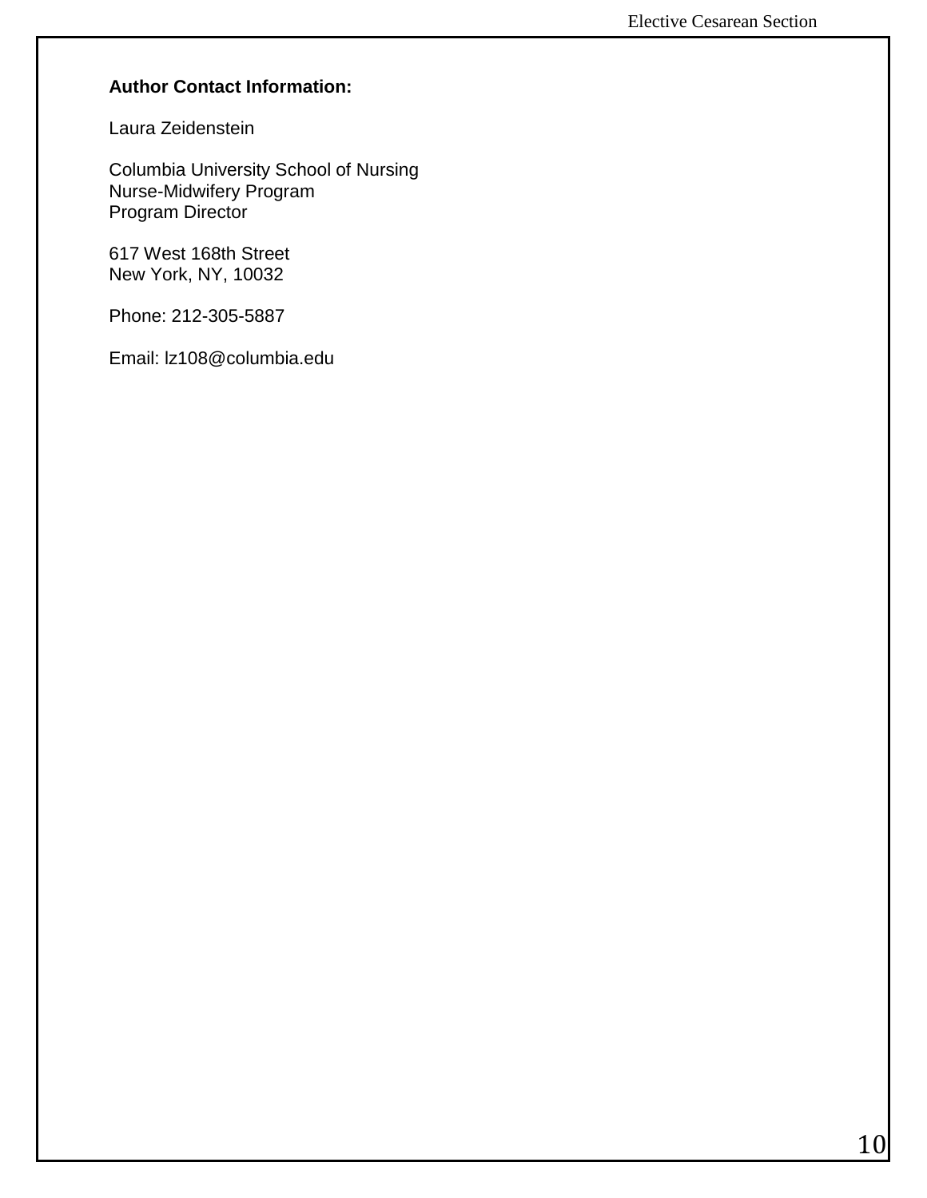**Author Contact Information:**

Laura Zeidenstein

Columbia University School of Nursing
Nurse-Midwifery Program
Program Director

617 West 168th Street
New York, NY, 10032

Phone: 212-305-5887

Email: lz108@columbia.edu